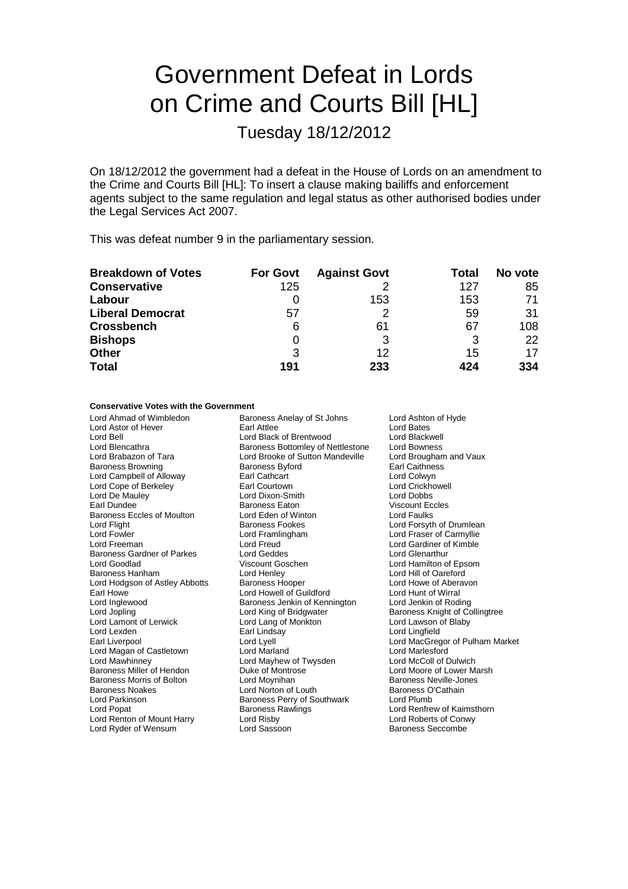# Government Defeat in Lords on Crime and Courts Bill [HL]

Tuesday 18/12/2012

On 18/12/2012 the government had a defeat in the House of Lords on an amendment to the Crime and Courts Bill [HL]: To insert a clause making bailiffs and enforcement agents subject to the same regulation and legal status as other authorised bodies under the Legal Services Act 2007.

This was defeat number 9 in the parliamentary session.

| Breakdown of Votes | For Govt | Against Govt | Total | No vote |
|---|---|---|---|---|
| **Conservative** | 125 | 2 | 127 | 85 |
| **Labour** | 0 | 153 | 153 | 71 |
| **Liberal Democrat** | 57 | 2 | 59 | 31 |
| **Crossbench** | 6 | 61 | 67 | 108 |
| **Bishops** | 0 | 3 | 3 | 22 |
| **Other** | 3 | 12 | 15 | 17 |
| **Total** | **191** | **233** | **424** | **334** |

**Conservative Votes with the Government**

Lord Ahmad of Wimbledon
Baroness Anelay of St Johns
Lord Ashton of Hyde
Lord Astor of Hever
Earl Attlee
Lord Bates
Lord Bell
Lord Black of Brentwood
Lord Blackwell
Lord Blencathra
Baroness Bottomley of Nettlestone
Lord Bowness
Lord Brabazon of Tara
Lord Brooke of Sutton Mandeville
Lord Brougham and Vaux
Baroness Browning
Baroness Byford
Earl Caithness
Lord Campbell of Alloway
Earl Cathcart
Lord Colwyn
Lord Cope of Berkeley
Earl Courtown
Lord Crickhowell
Lord De Mauley
Lord Dixon-Smith
Lord Dobbs
Earl Dundee
Baroness Eaton
Viscount Eccles
Baroness Eccles of Moulton
Lord Eden of Winton
Lord Faulks
Lord Flight
Baroness Fookes
Lord Forsyth of Drumlean
Lord Fowler
Lord Framlingham
Lord Fraser of Carmyllie
Lord Freeman
Lord Freud
Lord Gardiner of Kimble
Baroness Gardner of Parkes
Lord Geddes
Lord Glenarthur
Lord Goodlad
Viscount Goschen
Lord Hamilton of Epsom
Baroness Hanham
Lord Henley
Lord Hill of Oareford
Lord Hodgson of Astley Abbotts
Baroness Hooper
Lord Howe of Aberavon
Earl Howe
Lord Howell of Guildford
Lord Hunt of Wirral
Lord Inglewood
Baroness Jenkin of Kennington
Lord Jenkin of Roding
Lord Jopling
Lord King of Bridgwater
Baroness Knight of Collingtree
Lord Lamont of Lerwick
Lord Lang of Monkton
Lord Lawson of Blaby
Lord Lexden
Earl Lindsay
Lord Lingfield
Earl Liverpool
Lord Lyell
Lord MacGregor of Pulham Market
Lord Magan of Castletown
Lord Marland
Lord Marlesford
Lord Mawhinney
Lord Mayhew of Twysden
Lord McColl of Dulwich
Baroness Miller of Hendon
Duke of Montrose
Lord Moore of Lower Marsh
Baroness Morris of Bolton
Lord Moynihan
Baroness Neville-Jones
Baroness Noakes
Lord Norton of Louth
Baroness O'Cathain
Lord Parkinson
Baroness Perry of Southwark
Lord Plumb
Lord Popat
Baroness Rawlings
Lord Renfrew of Kaimsthorn
Lord Renton of Mount Harry
Lord Risby
Lord Roberts of Conwy
Lord Ryder of Wensum
Lord Sassoon
Baroness Seccombe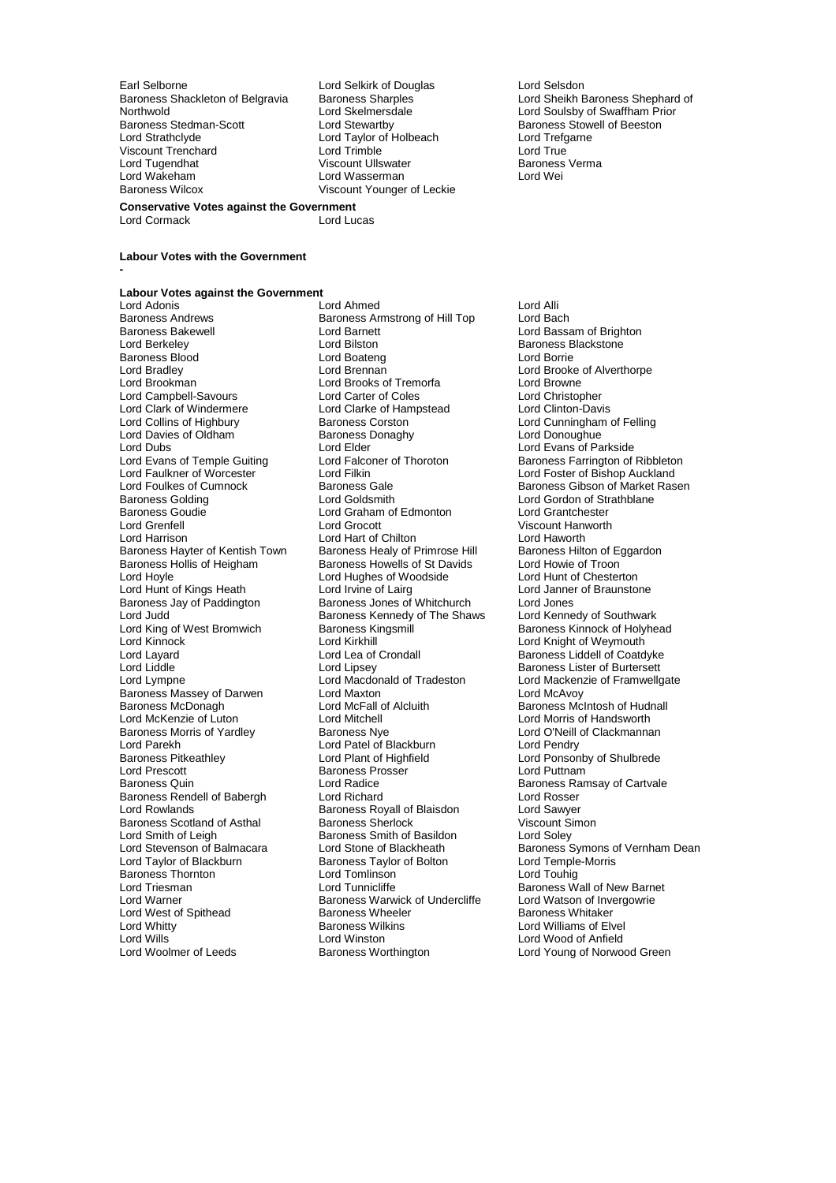Earl Selborne
Lord Selkirk of Douglas
Lord Selsdon
Baroness Shackleton of Belgravia
Baroness Sharples
Lord Sheikh Baroness Shephard of Northwold
Lord Skelmersdale
Lord Soulsby of Swaffham Prior
Baroness Stedman-Scott
Lord Stewartby
Baroness Stowell of Beeston
Lord Strathclyde
Lord Taylor of Holbeach
Lord Trefgarne
Viscount Trenchard
Lord Trimble
Lord True
Lord Tugendhat
Viscount Ullswater
Baroness Verma
Lord Wakeham
Lord Wasserman
Lord Wei
Baroness Wilcox
Viscount Younger of Leckie

**Conservative Votes against the Government**

Lord Cormack
Lord Lucas

**Labour Votes with the Government**

-

**Labour Votes against the Government**

Lord Adonis
Lord Ahmed
Lord Alli
Baroness Andrews
Baroness Armstrong of Hill Top
Lord Bach
Baroness Bakewell
Lord Barnett
Lord Bassam of Brighton
Lord Berkeley
Lord Bilston
Baroness Blackstone
Baroness Blood
Lord Boateng
Lord Borrie
Lord Bradley
Lord Brennan
Lord Brooke of Alverthorpe
Lord Brookman
Lord Brooks of Tremorfa
Lord Browne
Lord Campbell-Savours
Lord Carter of Coles
Lord Christopher
Lord Clark of Windermere
Lord Clarke of Hampstead
Lord Clinton-Davis
Lord Collins of Highbury
Baroness Corston
Lord Cunningham of Felling
Lord Davies of Oldham
Baroness Donaghy
Lord Donoughue
Lord Dubs
Lord Elder
Lord Evans of Parkside
Lord Evans of Temple Guiting
Lord Falconer of Thoroton
Baroness Farrington of Ribbleton
Lord Faulkner of Worcester
Lord Filkin
Lord Foster of Bishop Auckland
Lord Foulkes of Cumnock
Baroness Gale
Baroness Gibson of Market Rasen
Baroness Golding
Lord Goldsmith
Lord Gordon of Strathblane
Baroness Goudie
Lord Graham of Edmonton
Lord Grantchester
Lord Grenfell
Lord Grocott
Viscount Hanworth
Lord Harrison
Lord Hart of Chilton
Lord Haworth
Baroness Hayter of Kentish Town
Baroness Healy of Primrose Hill
Baroness Hilton of Eggardon
Baroness Hollis of Heigham
Baroness Howells of St Davids
Lord Howie of Troon
Lord Hoyle
Lord Hughes of Woodside
Lord Hunt of Chesterton
Lord Hunt of Kings Heath
Lord Irvine of Lairg
Lord Janner of Braunstone
Baroness Jay of Paddington
Baroness Jones of Whitchurch
Lord Jones
Lord Judd
Baroness Kennedy of The Shaws
Lord Kennedy of Southwark
Lord King of West Bromwich
Baroness Kingsmill
Baroness Kinnock of Holyhead
Lord Kinnock
Lord Kirkhill
Lord Knight of Weymouth
Lord Layard
Lord Lea of Crondall
Baroness Liddell of Coatdyke
Lord Liddle
Lord Lipsey
Baroness Lister of Burtersett
Lord Lympne
Lord Macdonald of Tradeston
Lord Mackenzie of Framwellgate
Baroness Massey of Darwen
Lord Maxton
Lord McAvoy
Baroness McDonagh
Lord McFall of Alcluith
Baroness McIntosh of Hudnall
Lord McKenzie of Luton
Lord Mitchell
Lord Morris of Handsworth
Baroness Morris of Yardley
Baroness Nye
Lord O'Neill of Clackmannan
Lord Parekh
Lord Patel of Blackburn
Lord Pendry
Baroness Pitkeathley
Lord Plant of Highfield
Lord Ponsonby of Shulbrede
Lord Prescott
Baroness Prosser
Lord Puttnam
Baroness Quin
Lord Radice
Baroness Ramsay of Cartvale
Baroness Rendell of Babergh
Lord Richard
Lord Rosser
Lord Rowlands
Baroness Royall of Blaisdon
Lord Sawyer
Baroness Scotland of Asthal
Baroness Sherlock
Viscount Simon
Lord Smith of Leigh
Baroness Smith of Basildon
Lord Soley
Lord Stevenson of Balmacara
Lord Stone of Blackheath
Baroness Symons of Vernham Dean
Lord Taylor of Blackburn
Baroness Taylor of Bolton
Lord Temple-Morris
Baroness Thornton
Lord Tomlinson
Lord Touhig
Lord Triesman
Lord Tunnicliffe
Baroness Wall of New Barnet
Lord Warner
Baroness Warwick of Undercliffe
Lord Watson of Invergowrie
Lord West of Spithead
Baroness Wheeler
Baroness Whitaker
Lord Whitty
Baroness Wilkins
Lord Williams of Elvel
Lord Wills
Lord Winston
Lord Wood of Anfield
Lord Woolmer of Leeds
Baroness Worthington
Lord Young of Norwood Green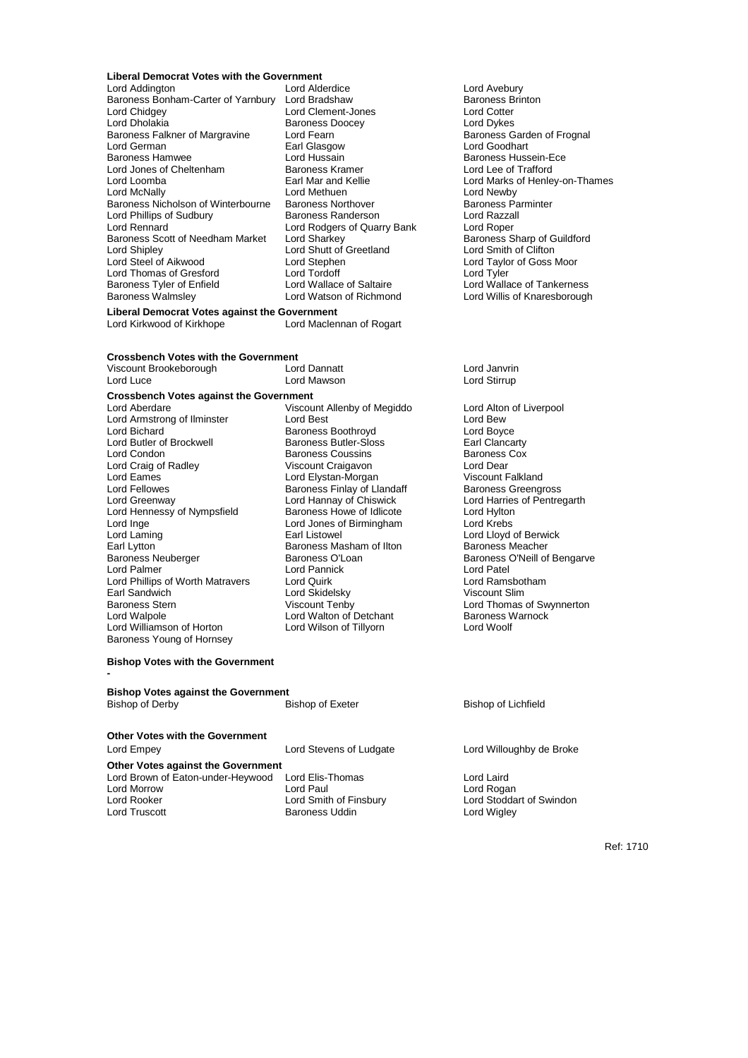**Liberal Democrat Votes with the Government**

Lord Addington, Lord Alderdice, Lord Avebury, Baroness Bonham-Carter of Yarnbury, Lord Bradshaw, Baroness Brinton, Lord Chidgey, Lord Clement-Jones, Lord Cotter, Lord Dholakia, Baroness Doocey, Lord Dykes, Baroness Falkner of Margravine, Lord Fearn, Baroness Garden of Frognal, Lord German, Earl Glasgow, Lord Goodhart, Baroness Hamwee, Lord Hussain, Baroness Hussein-Ece, Lord Jones of Cheltenham, Baroness Kramer, Lord Lee of Trafford, Lord Loomba, Earl Mar and Kellie, Lord Marks of Henley-on-Thames, Lord McNally, Lord Methuen, Lord Newby, Baroness Nicholson of Winterbourne, Baroness Northover, Baroness Parminter, Lord Phillips of Sudbury, Baroness Randerson, Lord Razzall, Lord Rennard, Lord Rodgers of Quarry Bank, Lord Roper, Baroness Scott of Needham Market, Lord Sharkey, Baroness Sharp of Guildford, Lord Shipley, Lord Shutt of Greetland, Lord Smith of Clifton, Lord Steel of Aikwood, Lord Stephen, Lord Taylor of Goss Moor, Lord Thomas of Gresford, Lord Tordoff, Lord Tyler, Baroness Tyler of Enfield, Lord Wallace of Saltaire, Lord Wallace of Tankerness, Baroness Walmsley, Lord Watson of Richmond, Lord Willis of Knaresborough

**Liberal Democrat Votes against the Government**

Lord Kirkwood of Kirkhope, Lord Maclennan of Rogart

**Crossbench Votes with the Government**

Viscount Brookeborough, Lord Dannatt, Lord Janvrin, Lord Luce, Lord Mawson, Lord Stirrup

**Crossbench Votes against the Government**

Lord Aberdare, Viscount Allenby of Megiddo, Lord Alton of Liverpool, Lord Armstrong of Ilminster, Lord Best, Lord Bew, Lord Bichard, Baroness Boothroyd, Lord Boyce, Lord Butler of Brockwell, Baroness Butler-Sloss, Earl Clancarty, Lord Condon, Baroness Coussins, Baroness Cox, Lord Craig of Radley, Viscount Craigavon, Lord Dear, Lord Eames, Lord Elystan-Morgan, Viscount Falkland, Lord Fellowes, Baroness Finlay of Llandaff, Baroness Greengross, Lord Greenway, Lord Hannay of Chiswick, Lord Harries of Pentregarth, Lord Hennessy of Nympsfield, Baroness Howe of Idlicote, Lord Hylton, Lord Inge, Lord Jones of Birmingham, Lord Krebs, Lord Laming, Earl Listowel, Lord Lloyd of Berwick, Earl Lytton, Baroness Masham of Ilton, Baroness Meacher, Baroness Neuberger, Baroness O'Loan, Baroness O'Neill of Bengarve, Lord Palmer, Lord Pannick, Lord Patel, Lord Phillips of Worth Matravers, Lord Quirk, Lord Ramsbotham, Earl Sandwich, Lord Skidelsky, Viscount Slim, Baroness Stern, Viscount Tenby, Lord Thomas of Swynnerton, Lord Walpole, Lord Walton of Detchant, Baroness Warnock, Lord Williamson of Horton, Lord Wilson of Tillyorn, Lord Woolf, Baroness Young of Hornsey

**Bishop Votes with the Government**

-

**Bishop Votes against the Government**

Bishop of Derby, Bishop of Exeter, Bishop of Lichfield

**Other Votes with the Government**

Lord Empey, Lord Stevens of Ludgate, Lord Willoughby de Broke

**Other Votes against the Government**

Lord Brown of Eaton-under-Heywood, Lord Elis-Thomas, Lord Laird, Lord Morrow, Lord Paul, Lord Rogan, Lord Rooker, Lord Smith of Finsbury, Lord Stoddart of Swindon, Lord Truscott, Baroness Uddin, Lord Wigley

Ref: 1710